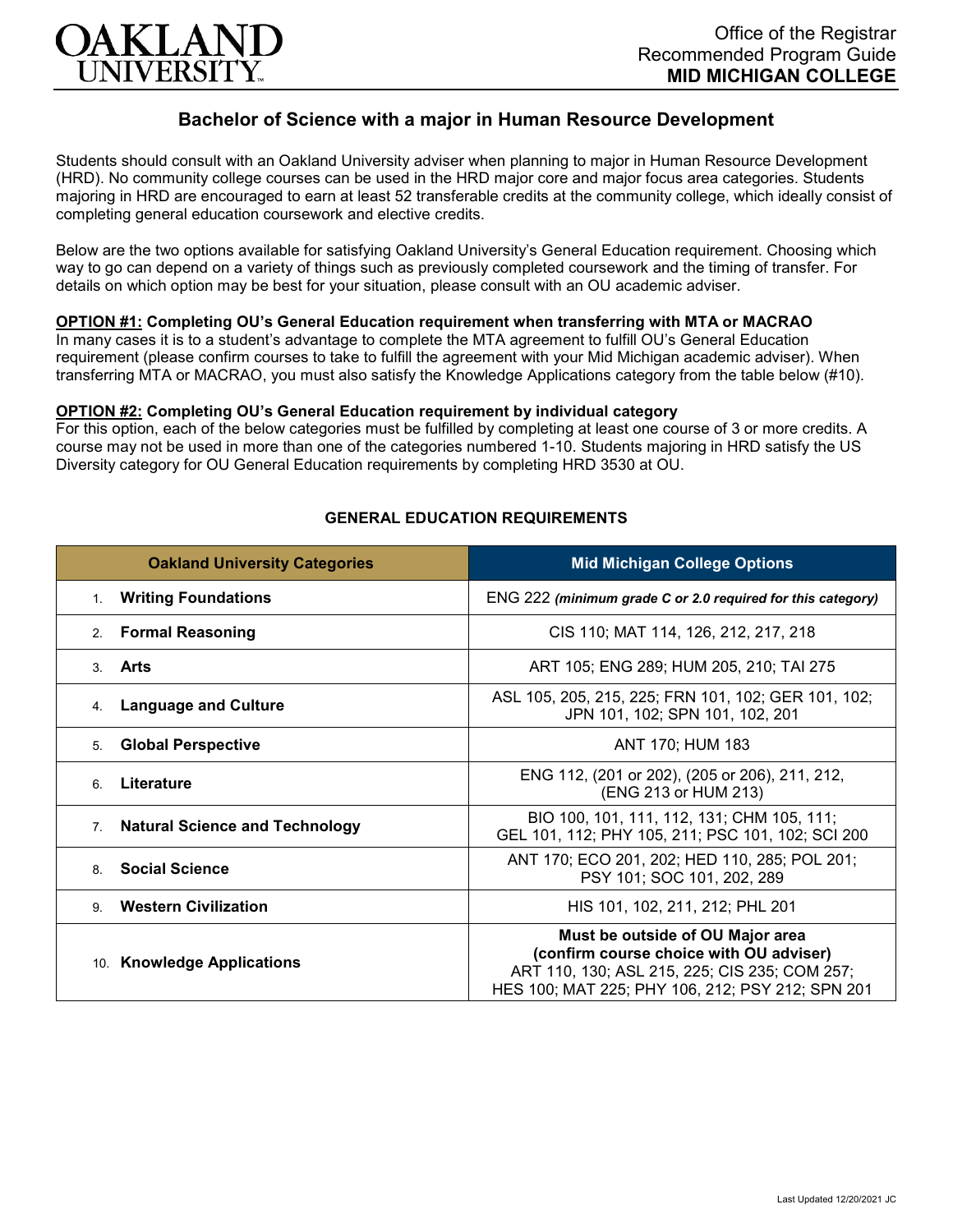# Bachelor of Science with a major in Human Resource Development

Students should consult with an Oakland University adviser when planning to major in Human Resource Development (HRD). No community college courses can be used in the HRD major core and major focus area categories. Students majoring in HRD are encouraged to earn at least 52 transferable credits at the community college, which ideally consist of completing general education coursework and elective credits.

Below are the two options available for satisfying Oakland University's General Education requirement. Choosing which way to go can depend on a variety of things such as previously completed coursework and the timing of transfer. For details on which option may be best for your situation, please consult with an OU academic adviser.

**OPTION #1: Completing OU's General Education requirement when transferring with MTA or MACRAO**

In many cases it is to a student's advantage to complete the MTA agreement to fulfill OU's General Education requirement (please confirm courses to take to fulfill the agreement with your Mid Michigan academic adviser). When transferring MTA or MACRAO, you must also satisfy the Knowledge Applications category from the table below (#10).

**OPTION #2: Completing OU's General Education requirement by individual category**

For this option, each of the below categories must be fulfilled by completing at least one course of 3 or more credits. A course may not be used in more than one of the categories numbered 1-10. Students majoring in HRD satisfy the US Diversity category for OU General Education requirements by completing HRD 3530 at OU.

## GENERAL EDUCATION REQUIREMENTS

| Oakland University Categories | Mid Michigan College Options |
|---|---|
| 1. **Writing Foundations** | ENG 222 ***(minimum grade C or 2.0 required for this category)*** |
| 2. **Formal Reasoning** | CIS 110; MAT 114, 126, 212, 217, 218 |
| 3. **Arts** | ART 105; ENG 289; HUM 205, 210; TAI 275 |
| 4. **Language and Culture** | ASL 105, 205, 215, 225; FRN 101, 102; GER 101, 102; JPN 101, 102; SPN 101, 102, 201 |
| 5. **Global Perspective** | ANT 170; HUM 183 |
| 6. **Literature** | ENG 112, (201 or 202), (205 or 206), 211, 212, (ENG 213 or HUM 213) |
| 7. **Natural Science and Technology** | BIO 100, 101, 111, 112, 131; CHM 105, 111; GEL 101, 112; PHY 105, 211; PSC 101, 102; SCI 200 |
| 8. **Social Science** | ANT 170; ECO 201, 202; HED 110, 285; POL 201; PSY 101; SOC 101, 202, 289 |
| 9. **Western Civilization** | HIS 101, 102, 211, 212; PHL 201 |
| 10. **Knowledge Applications** | **Must be outside of OU Major area (confirm course choice with OU adviser)** ART 110, 130; ASL 215, 225; CIS 235; COM 257; HES 100; MAT 225; PHY 106, 212; PSY 212; SPN 201 |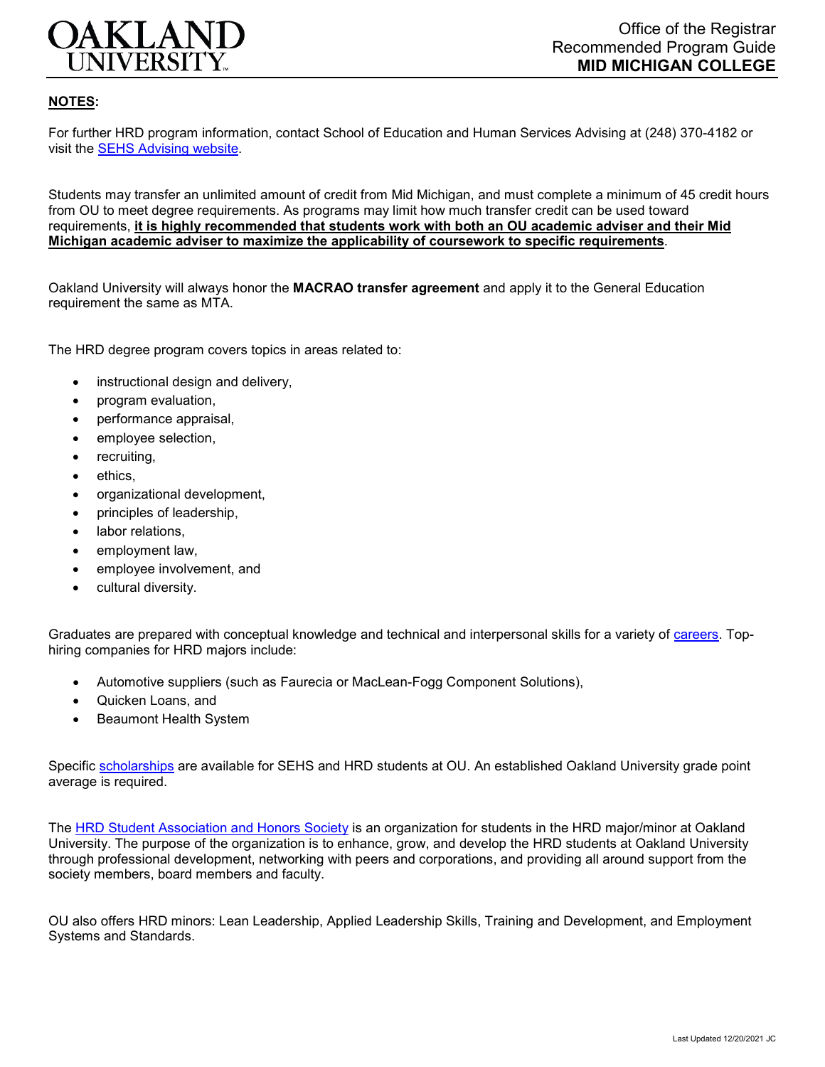**NOTES:**

For further HRD program information, contact School of Education and Human Services Advising at (248) 370-4182 or visit the SEHS Advising website.

Students may transfer an unlimited amount of credit from Mid Michigan, and must complete a minimum of 45 credit hours from OU to meet degree requirements. As programs may limit how much transfer credit can be used toward requirements, **it is highly recommended that students work with both an OU academic adviser and their Mid Michigan academic adviser to maximize the applicability of coursework to specific requirements**.

Oakland University will always honor the **MACRAO transfer agreement** and apply it to the General Education requirement the same as MTA.

The HRD degree program covers topics in areas related to:

- instructional design and delivery,
- program evaluation,
- performance appraisal,
- employee selection,
- recruiting,
- ethics,
- organizational development,
- principles of leadership,
- labor relations,
- employment law,
- employee involvement, and
- cultural diversity.

Graduates are prepared with conceptual knowledge and technical and interpersonal skills for a variety of careers. Top-hiring companies for HRD majors include:

- Automotive suppliers (such as Faurecia or MacLean-Fogg Component Solutions),
- Quicken Loans, and
- Beaumont Health System

Specific scholarships are available for SEHS and HRD students at OU. An established Oakland University grade point average is required.

The HRD Student Association and Honors Society is an organization for students in the HRD major/minor at Oakland University. The purpose of the organization is to enhance, grow, and develop the HRD students at Oakland University through professional development, networking with peers and corporations, and providing all around support from the society members, board members and faculty.

OU also offers HRD minors: Lean Leadership, Applied Leadership Skills, Training and Development, and Employment Systems and Standards.

Last Updated 12/20/2021 JC